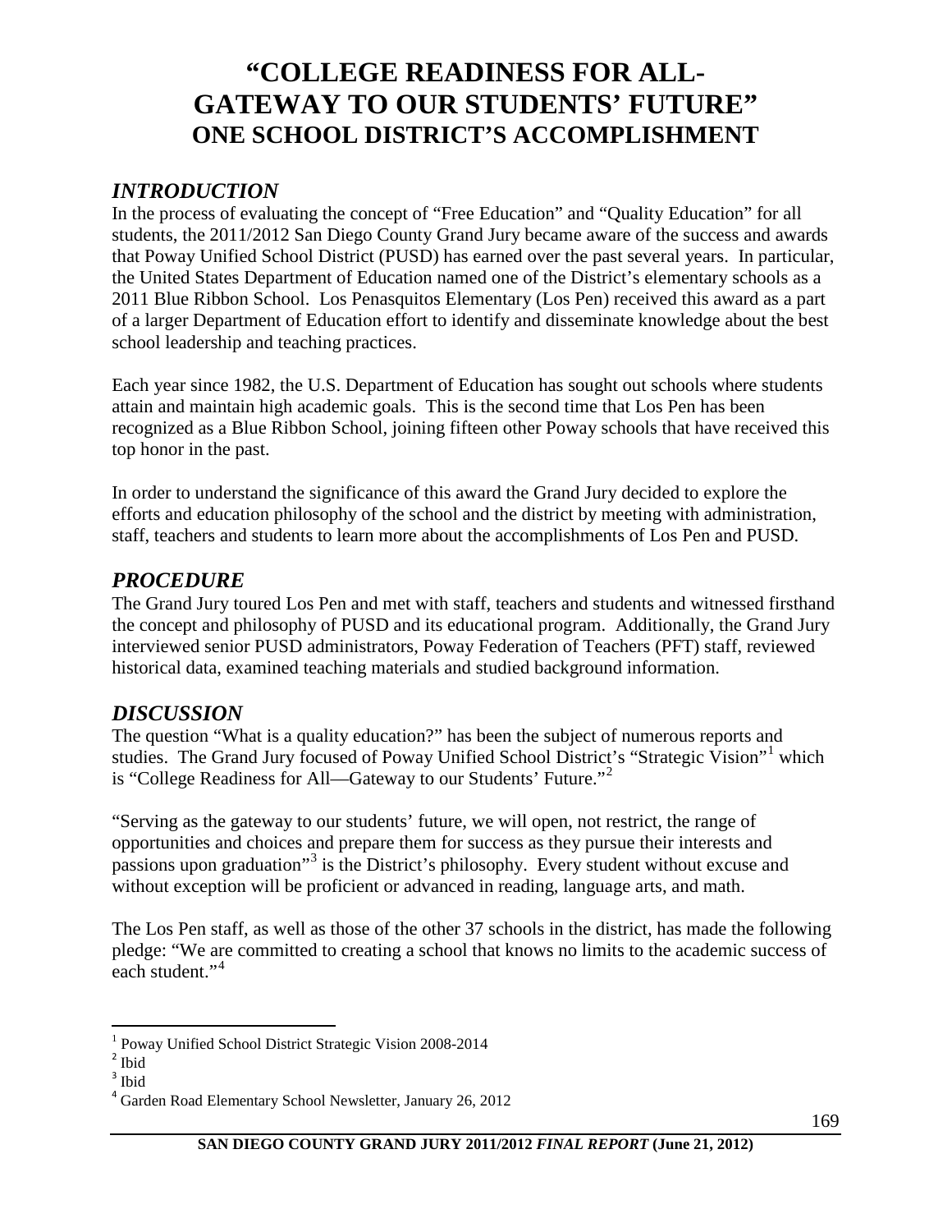# "COLLEGE READINESS FOR ALL- GATEWAY TO OUR STUDENTS' FUTURE"
## ONE SCHOOL DISTRICT'S ACCOMPLISHMENT

### *INTRODUCTION*

In the process of evaluating the concept of "Free Education" and "Quality Education" for all students, the 2011/2012 San Diego County Grand Jury became aware of the success and awards that Poway Unified School District (PUSD) has earned over the past several years. In particular, the United States Department of Education named one of the District's elementary schools as a 2011 Blue Ribbon School. Los Penasquitos Elementary (Los Pen) received this award as a part of a larger Department of Education effort to identify and disseminate knowledge about the best school leadership and teaching practices.

Each year since 1982, the U.S. Department of Education has sought out schools where students attain and maintain high academic goals. This is the second time that Los Pen has been recognized as a Blue Ribbon School, joining fifteen other Poway schools that have received this top honor in the past.

In order to understand the significance of this award the Grand Jury decided to explore the efforts and education philosophy of the school and the district by meeting with administration, staff, teachers and students to learn more about the accomplishments of Los Pen and PUSD.

### *PROCEDURE*

The Grand Jury toured Los Pen and met with staff, teachers and students and witnessed firsthand the concept and philosophy of PUSD and its educational program. Additionally, the Grand Jury interviewed senior PUSD administrators, Poway Federation of Teachers (PFT) staff, reviewed historical data, examined teaching materials and studied background information.

### *DISCUSSION*

The question "What is a quality education?" has been the subject of numerous reports and studies. The Grand Jury focused of Poway Unified School District's "Strategic Vision"[1] which is "College Readiness for All—Gateway to our Students' Future."[2]

"Serving as the gateway to our students' future, we will open, not restrict, the range of opportunities and choices and prepare them for success as they pursue their interests and passions upon graduation"[3] is the District's philosophy. Every student without excuse and without exception will be proficient or advanced in reading, language arts, and math.

The Los Pen staff, as well as those of the other 37 schools in the district, has made the following pledge: "We are committed to creating a school that knows no limits to the academic success of each student."[4]

---

[1] Poway Unified School District Strategic Vision 2008-2014
[2] Ibid
[3] Ibid
[4] Garden Road Elementary School Newsletter, January 26, 2012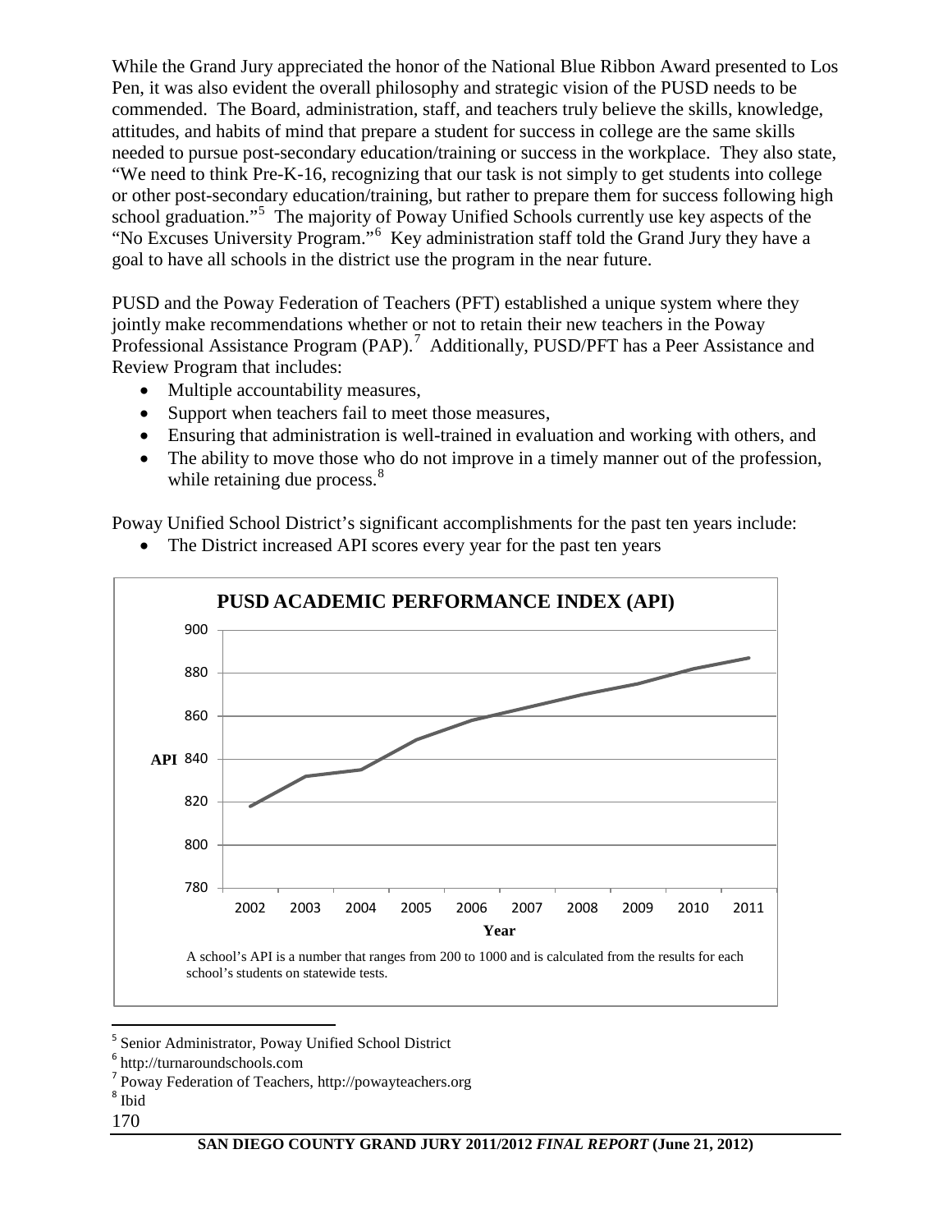While the Grand Jury appreciated the honor of the National Blue Ribbon Award presented to Los Pen, it was also evident the overall philosophy and strategic vision of the PUSD needs to be commended. The Board, administration, staff, and teachers truly believe the skills, knowledge, attitudes, and habits of mind that prepare a student for success in college are the same skills needed to pursue post-secondary education/training or success in the workplace. They also state, "We need to think Pre-K-16, recognizing that our task is not simply to get students into college or other post-secondary education/training, but rather to prepare them for success following high school graduation."[5] The majority of Poway Unified Schools currently use key aspects of the "No Excuses University Program."[6] Key administration staff told the Grand Jury they have a goal to have all schools in the district use the program in the near future.

PUSD and the Poway Federation of Teachers (PFT) established a unique system where they jointly make recommendations whether or not to retain their new teachers in the Poway Professional Assistance Program (PAP).[7] Additionally, PUSD/PFT has a Peer Assistance and Review Program that includes:

- Multiple accountability measures,
- Support when teachers fail to meet those measures,
- Ensuring that administration is well-trained in evaluation and working with others, and
- The ability to move those who do not improve in a timely manner out of the profession, while retaining due process.[8]

Poway Unified School District's significant accomplishments for the past ten years include:

- The District increased API scores every year for the past ten years

**PUSD ACADEMIC PERFORMANCE INDEX (API)**

| Year | API |
|---|---|
| 2002 | 818 |
| 2003 | 832 |
| 2004 | 835 |
| 2005 | 849 |
| 2006 | 858 |
| 2007 | 864 |
| 2008 | 870 |
| 2009 | 875 |
| 2010 | 882 |
| 2011 | 887 |

A school's API is a number that ranges from 200 to 1000 and is calculated from the results for each school's students on statewide tests.

---

[5] Senior Administrator, Poway Unified School District
[6] http://turnaroundschools.com
[7] Poway Federation of Teachers, http://powayteachers.org
[8] Ibid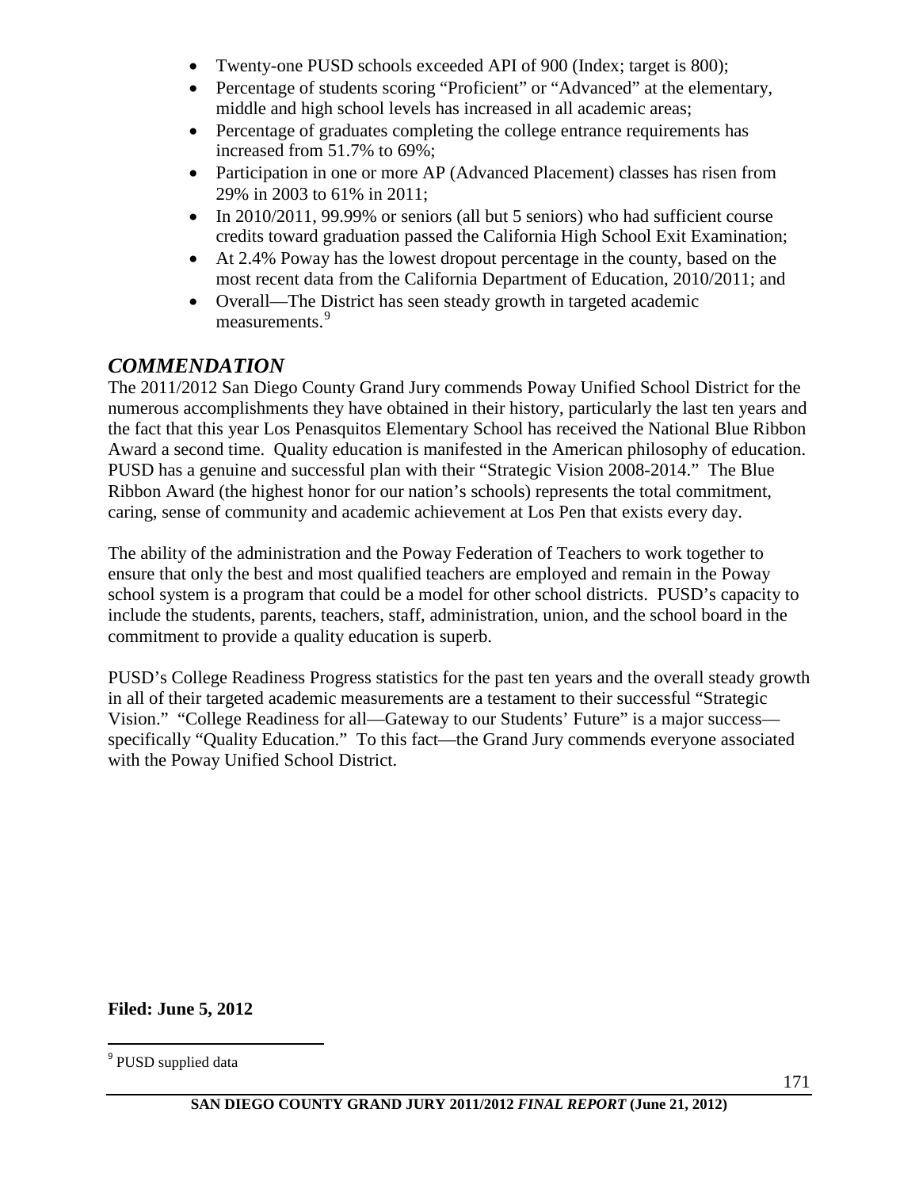- Twenty-one PUSD schools exceeded API of 900 (Index; target is 800);
- Percentage of students scoring "Proficient" or "Advanced" at the elementary, middle and high school levels has increased in all academic areas;
- Percentage of graduates completing the college entrance requirements has increased from 51.7% to 69%;
- Participation in one or more AP (Advanced Placement) classes has risen from 29% in 2003 to 61% in 2011;
- In 2010/2011, 99.99% or seniors (all but 5 seniors) who had sufficient course credits toward graduation passed the California High School Exit Examination;
- At 2.4% Poway has the lowest dropout percentage in the county, based on the most recent data from the California Department of Education, 2010/2011; and
- Overall—The District has seen steady growth in targeted academic measurements.[9]

## *COMMENDATION*

The 2011/2012 San Diego County Grand Jury commends Poway Unified School District for the numerous accomplishments they have obtained in their history, particularly the last ten years and the fact that this year Los Penasquitos Elementary School has received the National Blue Ribbon Award a second time. Quality education is manifested in the American philosophy of education. PUSD has a genuine and successful plan with their "Strategic Vision 2008-2014." The Blue Ribbon Award (the highest honor for our nation's schools) represents the total commitment, caring, sense of community and academic achievement at Los Pen that exists every day.

The ability of the administration and the Poway Federation of Teachers to work together to ensure that only the best and most qualified teachers are employed and remain in the Poway school system is a program that could be a model for other school districts. PUSD's capacity to include the students, parents, teachers, staff, administration, union, and the school board in the commitment to provide a quality education is superb.

PUSD's College Readiness Progress statistics for the past ten years and the overall steady growth in all of their targeted academic measurements are a testament to their successful "Strategic Vision." "College Readiness for all—Gateway to our Students' Future" is a major success—specifically "Quality Education." To this fact—the Grand Jury commends everyone associated with the Poway Unified School District.

**Filed: June 5, 2012**

[9] PUSD supplied data